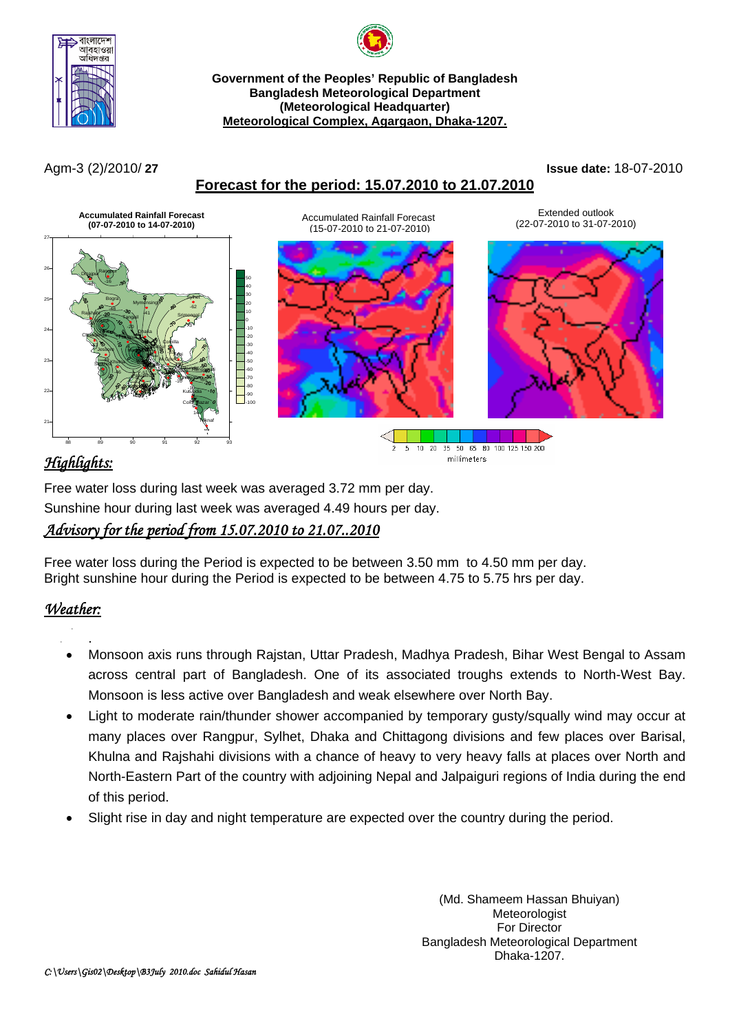**Government of the Peoples' Republic of Bangladesh**
**Bangladesh Meteorological Department**
**(Meteorological Headquarter)**
**Meteorological Complex, Agargaon, Dhaka-1207.**

Agm-3 (2)/2010/ **27**

**Issue date:** 18-07-2010

## Forecast for the period: 15.07.2010 to 21.07.2010

**Accumulated Rainfall Forecast (07-07-2010 to 14-07-2010)**

Accumulated Rainfall Forecast (15-07-2010 to 21-07-2010)

Extended outlook (22-07-2010 to 31-07-2010)

## *Highlights:*

Free water loss during last week was averaged 3.72 mm per day.

Sunshine hour during last week was averaged 4.49 hours per day.

## *Advisory for the period from 15.07.2010 to 21.07..2010*

Free water loss during the Period is expected to be between 3.50 mm to 4.50 mm per day.
Bright sunshine hour during the Period is expected to be between 4.75 to 5.75 hrs per day.

## *Weather:*

- Monsoon axis runs through Rajstan, Uttar Pradesh, Madhya Pradesh, Bihar West Bengal to Assam across central part of Bangladesh. One of its associated troughs extends to North-West Bay. Monsoon is less active over Bangladesh and weak elsewhere over North Bay.
- Light to moderate rain/thunder shower accompanied by temporary gusty/squally wind may occur at many places over Rangpur, Sylhet, Dhaka and Chittagong divisions and few places over Barisal, Khulna and Rajshahi divisions with a chance of heavy to very heavy falls at places over North and North-Eastern Part of the country with adjoining Nepal and Jalpaiguri regions of India during the end of this period.
- Slight rise in day and night temperature are expected over the country during the period.

(Md. Shameem Hassan Bhuiyan)
Meteorologist
For Director
Bangladesh Meteorological Department
Dhaka-1207.

*C:\Users\Gis02\Desktop\B3July 2010.doc Sahidul Hasan*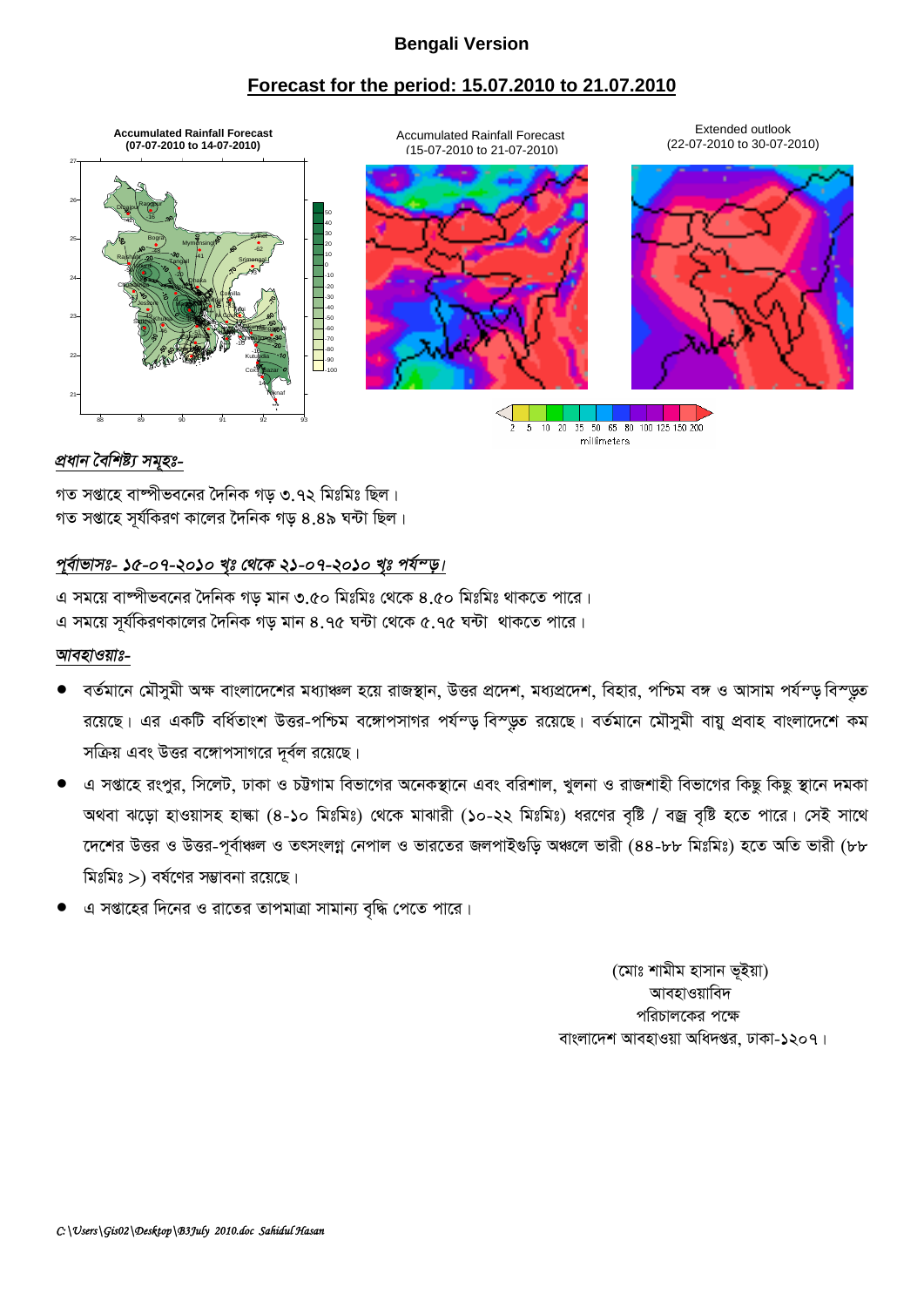**Bengali Version**

## Forecast for the period: 15.07.2010 to 21.07.2010

Accumulated Rainfall Forecast (07-07-2010 to 14-07-2010)

Accumulated Rainfall Forecast (15-07-2010 to 21-07-2010)

Extended outlook (22-07-2010 to 30-07-2010)

millimeters

### *প্রধান বৈশিষ্ট্য সমূহঃ-*

গত সপ্তাহে বাষ্পীভবনের দৈনিক গড় ৩.৭২ মিঃমিঃ ছিল।
গত সপ্তাহে সূর্যকিরণ কালের দৈনিক গড় ৪.৪৯ ঘন্টা ছিল।

### *পূর্বাভাসঃ- ১৫-০৭-২০১০ খৃঃ থেকে ২১-০৭-২০১০ খৃঃ পর্যন্ত।*

এ সময়ে বাষ্পীভবনের দৈনিক গড় মান ৩.৫০ মিঃমিঃ থেকে ৪.৫০ মিঃমিঃ থাকতে পারে।
এ সময়ে সূর্যকিরণকালের দৈনিক গড় মান ৪.৭৫ ঘন্টা থেকে ৫.৭৫ ঘন্টা থাকতে পারে।

### *আবহাওয়াঃ-*

- বর্তমানে মৌসুমী অক্ষ বাংলাদেশের মধ্যাঞ্চল হয়ে রাজস্থান, উত্তর প্রদেশ, মধ্যপ্রদেশ, বিহার, পশ্চিম বঙ্গ ও আসাম পর্যন্ত বিস্তৃত রয়েছে। এর একটি বর্ধিতাংশ উত্তর-পশ্চিম বঙ্গোপসাগর পর্যন্ত বিস্তৃত রয়েছে। বর্তমানে মৌসুমী বায়ু প্রবাহ বাংলাদেশে কম সক্রিয় এবং উত্তর বঙ্গোপসাগরে দূর্বল রয়েছে।
- এ সপ্তাহে রংপুর, সিলেট, ঢাকা ও চট্টগাম বিভাগের অনেকস্থানে এবং বরিশাল, খুলনা ও রাজশাহী বিভাগের কিছু কিছু স্থানে দমকা অথবা ঝড়ো হাওয়াসহ হাল্কা (৪-১০ মিঃমিঃ) থেকে মাঝারী (১০-২২ মিঃমিঃ) ধরণের বৃষ্টি / বজ্র বৃষ্টি হতে পারে। সেই সাথে দেশের উত্তর ও উত্তর-পূর্বাঞ্চল ও তৎসংলগ্ন নেপাল ও ভারতের জলপাইগুড়ি অঞ্চলে ভারী (৪৪-৮৮ মিঃমিঃ) হতে অতি ভারী (৮৮ মিঃমিঃ >) বর্ষণের সম্ভাবনা রয়েছে।
- এ সপ্তাহের দিনের ও রাতের তাপমাত্রা সামান্য বৃদ্ধি পেতে পারে।

(মোঃ শামীম হাসান ভূইয়া)
আবহাওয়াবিদ
পরিচালকের পক্ষে
বাংলাদেশ আবহাওয়া অধিদপ্তর, ঢাকা-১২০৭।

*C:\Users\Gis02\Desktop\B3July 2010.doc Sahidul Hasan*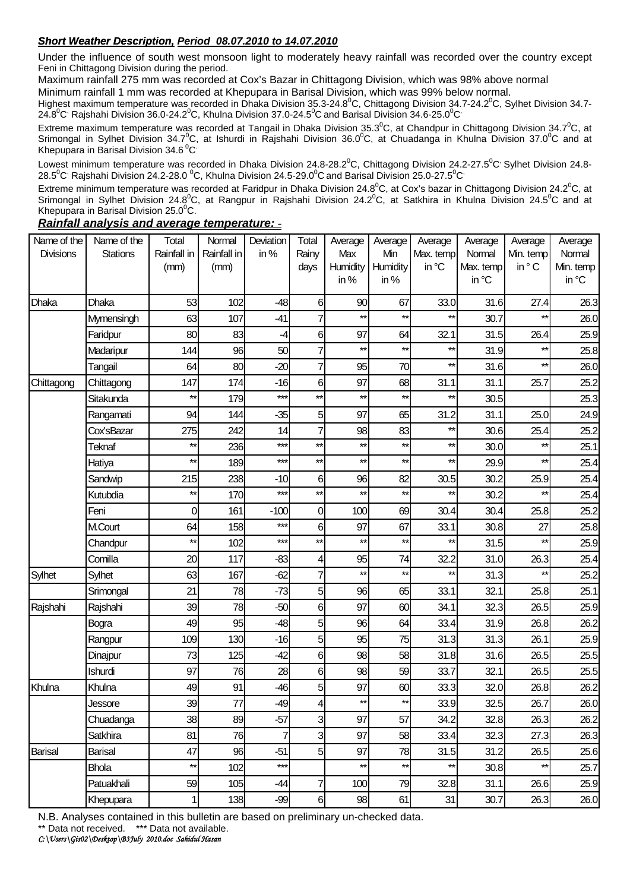***Short Weather Description, Period 08.07.2010 to 14.07.2010***

Under the influence of south west monsoon light to moderately heavy rainfall was recorded over the country except Feni in Chittagong Division during the period.

Maximum rainfall 275 mm was recorded at Cox's Bazar in Chittagong Division, which was 98% above normal

Minimum rainfall 1 mm was recorded at Khepupara in Barisal Division, which was 99% below normal.

Highest maximum temperature was recorded in Dhaka Division 35.3-24.8$^0$C, Chittagong Division 34.7-24.2$^0$C, Sylhet Division 34.7-24.8$^0$C. Rajshahi Division 36.0-24.2$^0$C, Khulna Division 37.0-24.5$^0$C and Barisal Division 34.6-25.0$^0$C.

Extreme maximum temperature was recorded at Tangail in Dhaka Division 35.3$^0$C, at Chandpur in Chittagong Division 34.7$^0$C, at Srimongal in Sylhet Division 34.7$^0$C, at Ishurdi in Rajshahi Division 36.0$^0$C, at Chuadanga in Khulna Division 37.0$^0$C and at Khepupara in Barisal Division 34.6 $^0$C.

Lowest minimum temperature was recorded in Dhaka Division 24.8-28.2$^0$C, Chittagong Division 24.2-27.5$^0$C. Sylhet Division 24.8-28.5$^0$C. Rajshahi Division 24.2-28.0 $^0$C, Khulna Division 24.5-29.0$^0$C and Barisal Division 25.0-27.5$^0$C.

Extreme minimum temperature was recorded at Faridpur in Dhaka Division 24.8$^0$C, at Cox's bazar in Chittagong Division 24.2$^0$C, at Srimongal in Sylhet Division 24.8$^0$C, at Rangpur in Rajshahi Division 24.2$^0$C, at Satkhira in Khulna Division 24.5$^0$C and at Khepupara in Barisal Division 25.0$^0$C.

***Rainfall analysis and average temperature: -***

| Name of the Divisions | Name of the Stations | Total Rainfall in (mm) | Normal Rainfall in (mm) | Deviation in % | Total Rainy days | Average Max Humidity in % | Average Min Humidity in % | Average Max. temp in °C | Average Normal Max. temp in °C | Average Min. temp in ° C | Average Normal Min. temp in °C |
|---|---|---|---|---|---|---|---|---|---|---|---|
| Dhaka | Dhaka | 53 | 102 | -48 | 6 | 90 | 67 | 33.0 | 31.6 | 27.4 | 26.3 |
| | Mymensingh | 63 | 107 | -41 | 7 | ** | ** | ** | 30.7 | ** | 26.0 |
| | Faridpur | 80 | 83 | -4 | 6 | 97 | 64 | 32.1 | 31.5 | 26.4 | 25.9 |
| | Madaripur | 144 | 96 | 50 | 7 | ** | ** | ** | 31.9 | ** | 25.8 |
| | Tangail | 64 | 80 | -20 | 7 | 95 | 70 | ** | 31.6 | ** | 26.0 |
| Chittagong | Chittagong | 147 | 174 | -16 | 6 | 97 | 68 | 31.1 | 31.1 | 25.7 | 25.2 |
| | Sitakunda | ** | 179 | *** | ** | ** | ** | ** | 30.5 | | 25.3 |
| | Rangamati | 94 | 144 | -35 | 5 | 97 | 65 | 31.2 | 31.1 | 25.0 | 24.9 |
| | Cox'sBazar | 275 | 242 | 14 | 7 | 98 | 83 | ** | 30.6 | 25.4 | 25.2 |
| | Teknaf | ** | 236 | *** | ** | ** | ** | ** | 30.0 | ** | 25.1 |
| | Hatiya | ** | 189 | *** | ** | ** | ** | ** | 29.9 | ** | 25.4 |
| | Sandwip | 215 | 238 | -10 | 6 | 96 | 82 | 30.5 | 30.2 | 25.9 | 25.4 |
| | Kutubdia | ** | 170 | *** | ** | ** | ** | ** | 30.2 | ** | 25.4 |
| | Feni | 0 | 161 | -100 | 0 | 100 | 69 | 30.4 | 30.4 | 25.8 | 25.2 |
| | M.Court | 64 | 158 | *** | 6 | 97 | 67 | 33.1 | 30.8 | 27 | 25.8 |
| | Chandpur | ** | 102 | *** | ** | ** | ** | ** | 31.5 | ** | 25.9 |
| | Comilla | 20 | 117 | -83 | 4 | 95 | 74 | 32.2 | 31.0 | 26.3 | 25.4 |
| Sylhet | Sylhet | 63 | 167 | -62 | 7 | ** | ** | ** | 31.3 | ** | 25.2 |
| | Srimongal | 21 | 78 | -73 | 5 | 96 | 65 | 33.1 | 32.1 | 25.8 | 25.1 |
| Rajshahi | Rajshahi | 39 | 78 | -50 | 6 | 97 | 60 | 34.1 | 32.3 | 26.5 | 25.9 |
| | Bogra | 49 | 95 | -48 | 5 | 96 | 64 | 33.4 | 31.9 | 26.8 | 26.2 |
| | Rangpur | 109 | 130 | -16 | 5 | 95 | 75 | 31.3 | 31.3 | 26.1 | 25.9 |
| | Dinajpur | 73 | 125 | -42 | 6 | 98 | 58 | 31.8 | 31.6 | 26.5 | 25.5 |
| | Ishurdi | 97 | 76 | 28 | 6 | 98 | 59 | 33.7 | 32.1 | 26.5 | 25.5 |
| Khulna | Khulna | 49 | 91 | -46 | 5 | 97 | 60 | 33.3 | 32.0 | 26.8 | 26.2 |
| | Jessore | 39 | 77 | -49 | 4 | ** | ** | 33.9 | 32.5 | 26.7 | 26.0 |
| | Chuadanga | 38 | 89 | -57 | 3 | 97 | 57 | 34.2 | 32.8 | 26.3 | 26.2 |
| | Satkhira | 81 | 76 | 7 | 3 | 97 | 58 | 33.4 | 32.3 | 27.3 | 26.3 |
| Barisal | Barisal | 47 | 96 | -51 | 5 | 97 | 78 | 31.5 | 31.2 | 26.5 | 25.6 |
| | Bhola | ** | 102 | *** | | ** | ** | ** | 30.8 | ** | 25.7 |
| | Patuakhali | 59 | 105 | -44 | 7 | 100 | 79 | 32.8 | 31.1 | 26.6 | 25.9 |
| | Khepupara | 1 | 138 | -99 | 6 | 98 | 61 | 31 | 30.7 | 26.3 | 26.0 |

N.B. Analyses contained in this bulletin are based on preliminary un-checked data.

** Data not received. *** Data not available.

*C:\Users\Gis02\Desktop\B3July 2010.doc Sahidul Hasan*